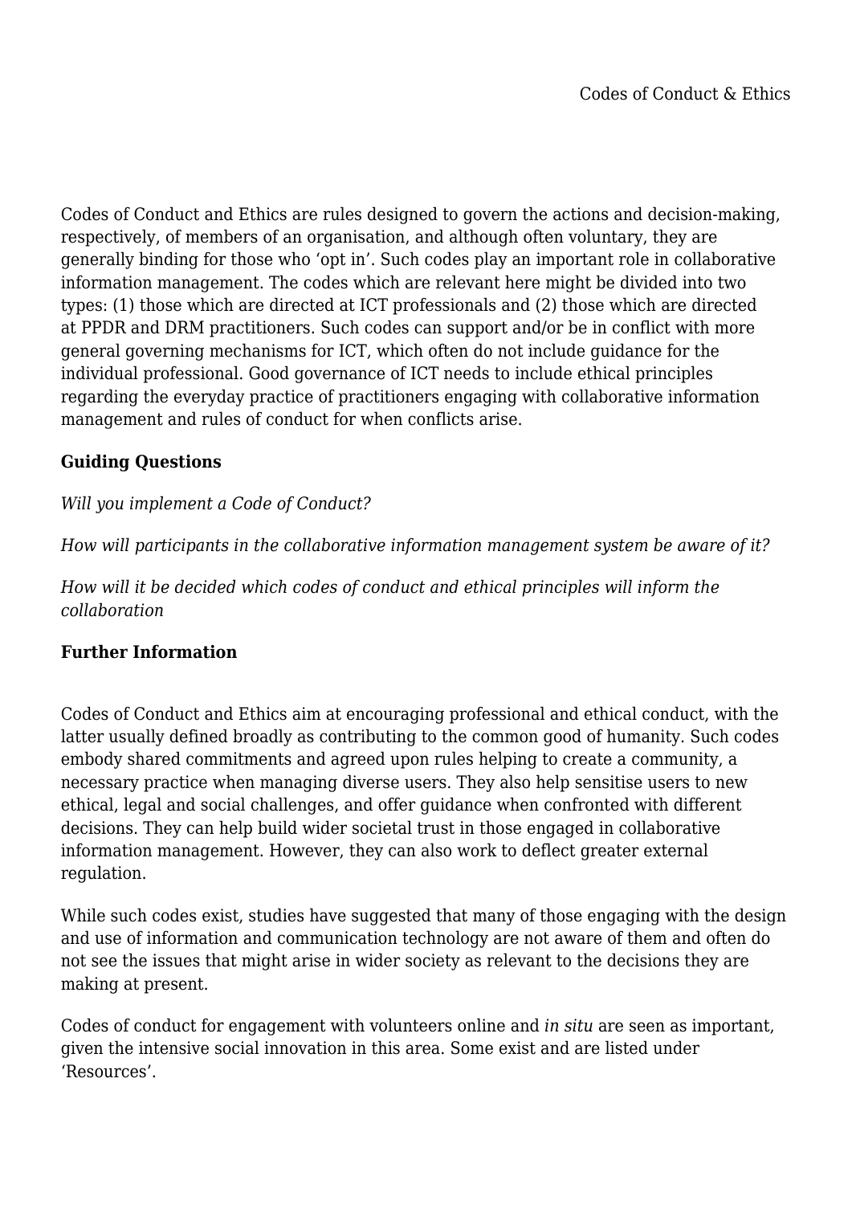# Codes of Conduct & Ethics

Codes of Conduct and Ethics are rules designed to govern the actions and decision-making, respectively, of members of an organisation, and although often voluntary, they are generally binding for those who 'opt in'. Such codes play an important role in collaborative information management. The codes which are relevant here might be divided into two types: (1) those which are directed at ICT professionals and (2) those which are directed at PPDR and DRM practitioners. Such codes can support and/or be in conflict with more general governing mechanisms for ICT, which often do not include guidance for the individual professional. Good governance of ICT needs to include ethical principles regarding the everyday practice of practitioners engaging with collaborative information management and rules of conduct for when conflicts arise.

**Guiding Questions**

*Will you implement a Code of Conduct?*

*How will participants in the collaborative information management system be aware of it?*

*How will it be decided which codes of conduct and ethical principles will inform the collaboration*

**Further Information**

Codes of Conduct and Ethics aim at encouraging professional and ethical conduct, with the latter usually defined broadly as contributing to the common good of humanity. Such codes embody shared commitments and agreed upon rules helping to create a community, a necessary practice when managing diverse users. They also help sensitise users to new ethical, legal and social challenges, and offer guidance when confronted with different decisions. They can help build wider societal trust in those engaged in collaborative information management. However, they can also work to deflect greater external regulation.

While such codes exist, studies have suggested that many of those engaging with the design and use of information and communication technology are not aware of them and often do not see the issues that might arise in wider society as relevant to the decisions they are making at present.

Codes of conduct for engagement with volunteers online and *in situ* are seen as important, given the intensive social innovation in this area. Some exist and are listed under 'Resources'.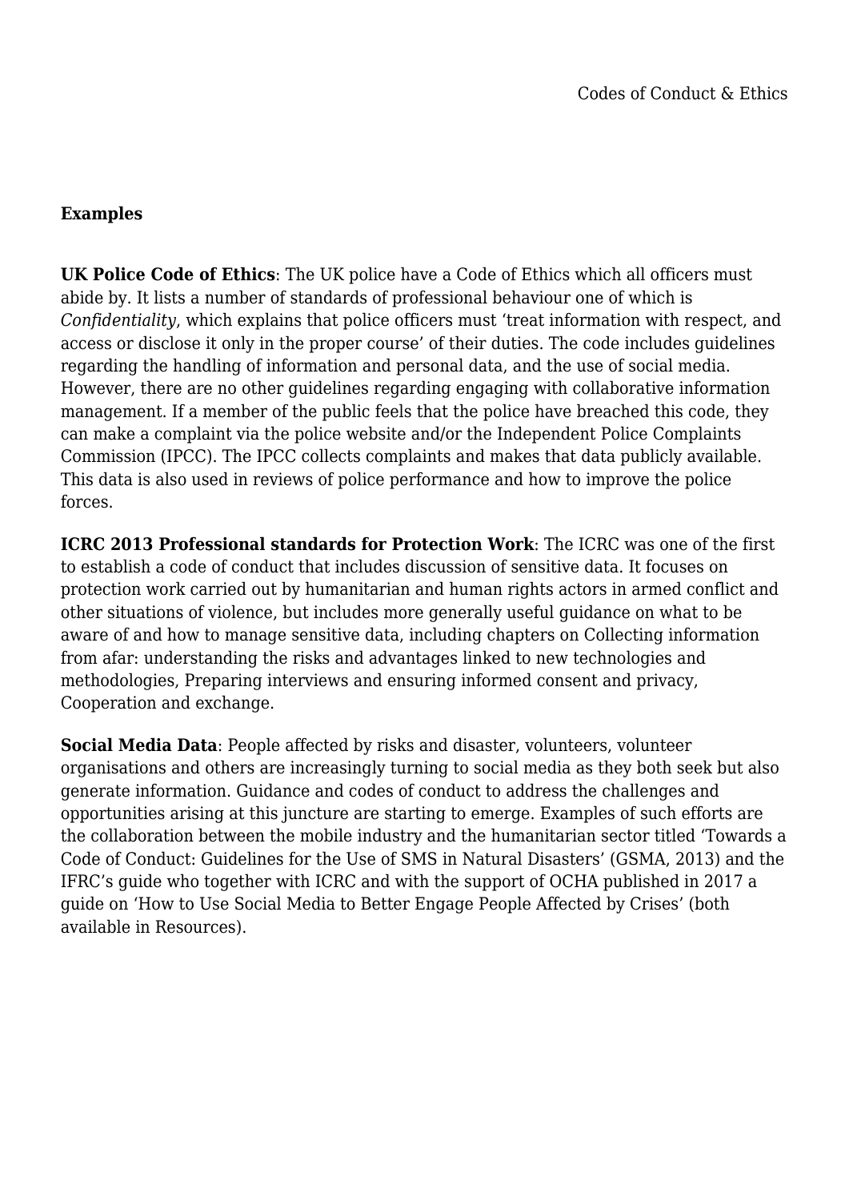**Examples**

**UK Police Code of Ethics**: The UK police have a Code of Ethics which all officers must abide by. It lists a number of standards of professional behaviour one of which is *Confidentiality*, which explains that police officers must 'treat information with respect, and access or disclose it only in the proper course' of their duties. The code includes guidelines regarding the handling of information and personal data, and the use of social media. However, there are no other guidelines regarding engaging with collaborative information management. If a member of the public feels that the police have breached this code, they can make a complaint via the police website and/or the Independent Police Complaints Commission (IPCC). The IPCC collects complaints and makes that data publicly available. This data is also used in reviews of police performance and how to improve the police forces.

**ICRC 2013 Professional standards for Protection Work**: The ICRC was one of the first to establish a code of conduct that includes discussion of sensitive data. It focuses on protection work carried out by humanitarian and human rights actors in armed conflict and other situations of violence, but includes more generally useful guidance on what to be aware of and how to manage sensitive data, including chapters on Collecting information from afar: understanding the risks and advantages linked to new technologies and methodologies, Preparing interviews and ensuring informed consent and privacy, Cooperation and exchange.

**Social Media Data**: People affected by risks and disaster, volunteers, volunteer organisations and others are increasingly turning to social media as they both seek but also generate information. Guidance and codes of conduct to address the challenges and opportunities arising at this juncture are starting to emerge. Examples of such efforts are the collaboration between the mobile industry and the humanitarian sector titled 'Towards a Code of Conduct: Guidelines for the Use of SMS in Natural Disasters' (GSMA, 2013) and the IFRC's guide who together with ICRC and with the support of OCHA published in 2017 a guide on 'How to Use Social Media to Better Engage People Affected by Crises' (both available in Resources).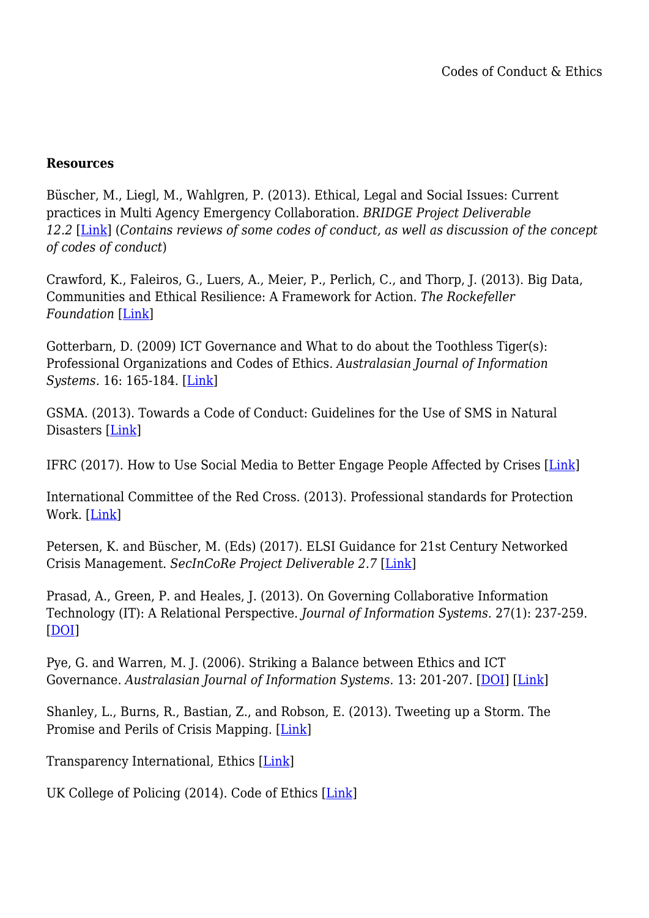**Resources**

Büscher, M., Liegl, M., Wahlgren, P. (2013). Ethical, Legal and Social Issues: Current practices in Multi Agency Emergency Collaboration. *BRIDGE Project Deliverable 12.2* [Link] (*Contains reviews of some codes of conduct, as well as discussion of the concept of codes of conduct*)

Crawford, K., Faleiros, G., Luers, A., Meier, P., Perlich, C., and Thorp, J. (2013). Big Data, Communities and Ethical Resilience: A Framework for Action. *The Rockefeller Foundation* [Link]

Gotterbarn, D. (2009) ICT Governance and What to do about the Toothless Tiger(s): Professional Organizations and Codes of Ethics. *Australasian Journal of Information Systems.* 16: 165-184. [Link]

GSMA. (2013). Towards a Code of Conduct: Guidelines for the Use of SMS in Natural Disasters [Link]

IFRC (2017). How to Use Social Media to Better Engage People Affected by Crises [Link]

International Committee of the Red Cross. (2013). Professional standards for Protection Work. [Link]

Petersen, K. and Büscher, M. (Eds) (2017). ELSI Guidance for 21st Century Networked Crisis Management. *SecInCoRe Project Deliverable 2.7* [Link]

Prasad, A., Green, P. and Heales, J. (2013). On Governing Collaborative Information Technology (IT): A Relational Perspective. *Journal of Information Systems.* 27(1): 237-259. [DOI]

Pye, G. and Warren, M. J. (2006). Striking a Balance between Ethics and ICT Governance. *Australasian Journal of Information Systems.* 13: 201-207. [DOI] [Link]

Shanley, L., Burns, R., Bastian, Z., and Robson, E. (2013). Tweeting up a Storm. The Promise and Perils of Crisis Mapping. [Link]

Transparency International, Ethics [Link]

UK College of Policing (2014). Code of Ethics [Link]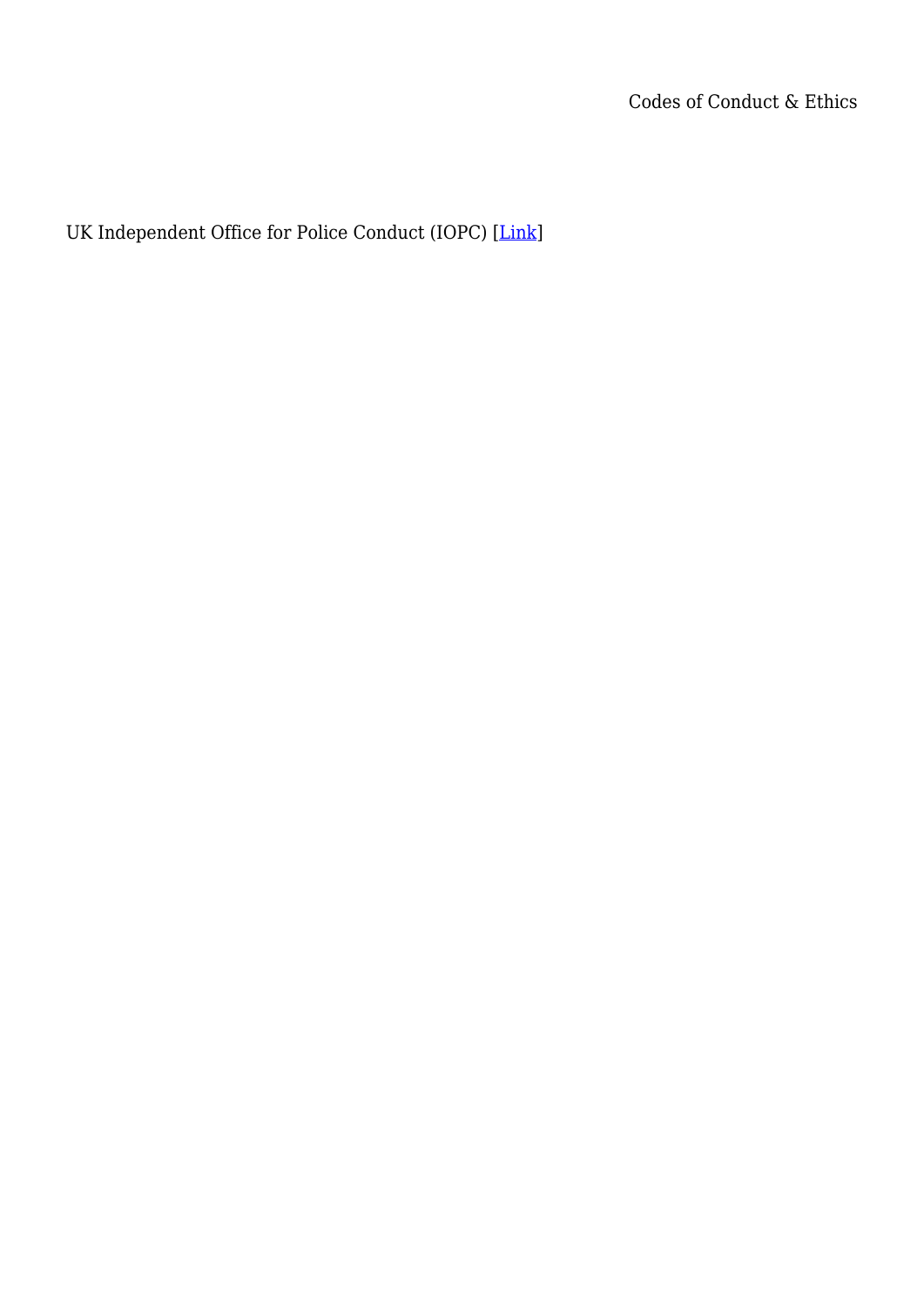UK Independent Office for Police Conduct (IOPC) [Link]